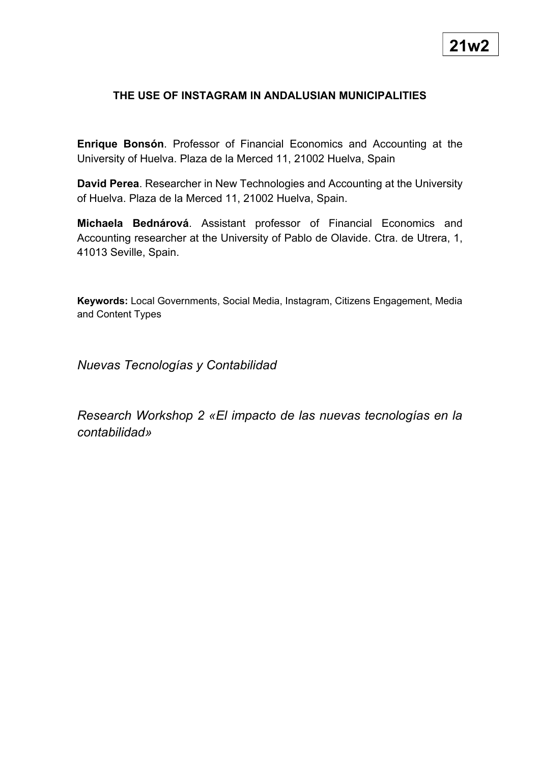**21w2**

# THE USE OF INSTAGRAM IN ANDALUSIAN MUNICIPALITIES

**Enrique Bonsón**. Professor of Financial Economics and Accounting at the University of Huelva. Plaza de la Merced 11, 21002 Huelva, Spain

**David Perea**. Researcher in New Technologies and Accounting at the University of Huelva. Plaza de la Merced 11, 21002 Huelva, Spain.

**Michaela Bednárová**. Assistant professor of Financial Economics and Accounting researcher at the University of Pablo de Olavide. Ctra. de Utrera, 1, 41013 Seville, Spain.

**Keywords:** Local Governments, Social Media, Instagram, Citizens Engagement, Media and Content Types

*Nuevas Tecnologías y Contabilidad*

*Research Workshop 2 «El impacto de las nuevas tecnologías en la contabilidad»*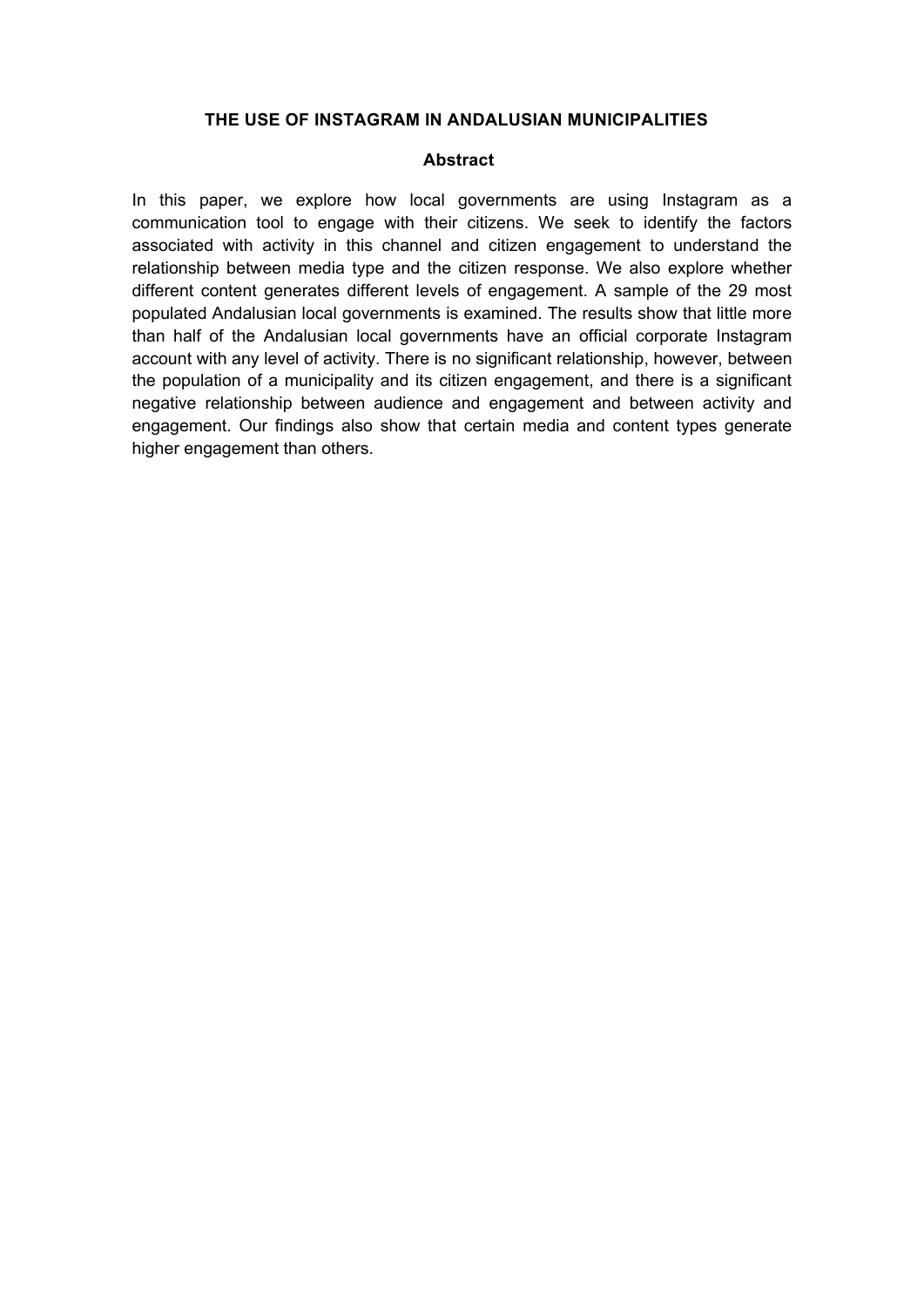# THE USE OF INSTAGRAM IN ANDALUSIAN MUNICIPALITIES

## Abstract

In this paper, we explore how local governments are using Instagram as a communication tool to engage with their citizens. We seek to identify the factors associated with activity in this channel and citizen engagement to understand the relationship between media type and the citizen response. We also explore whether different content generates different levels of engagement. A sample of the 29 most populated Andalusian local governments is examined. The results show that little more than half of the Andalusian local governments have an official corporate Instagram account with any level of activity. There is no significant relationship, however, between the population of a municipality and its citizen engagement, and there is a significant negative relationship between audience and engagement and between activity and engagement. Our findings also show that certain media and content types generate higher engagement than others.